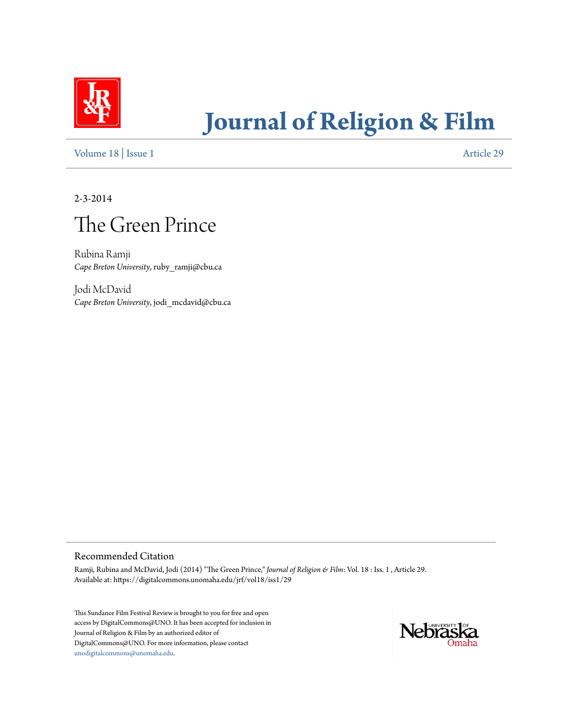# Journal of Religion & Film

Volume 18 | Issue 1 Article 29

2-3-2014

## The Green Prince

Rubina Ramji
*Cape Breton University*, ruby_ramji@cbu.ca

Jodi McDavid
*Cape Breton University*, jodi_mcdavid@cbu.ca

### Recommended Citation

Ramji, Rubina and McDavid, Jodi (2014) "The Green Prince," *Journal of Religion & Film*: Vol. 18 : Iss. 1 , Article 29.
Available at: https://digitalcommons.unomaha.edu/jrf/vol18/iss1/29

This Sundance Film Festival Review is brought to you for free and open access by DigitalCommons@UNO. It has been accepted for inclusion in Journal of Religion & Film by an authorized editor of DigitalCommons@UNO. For more information, please contact unodigitalcommons@unomaha.edu.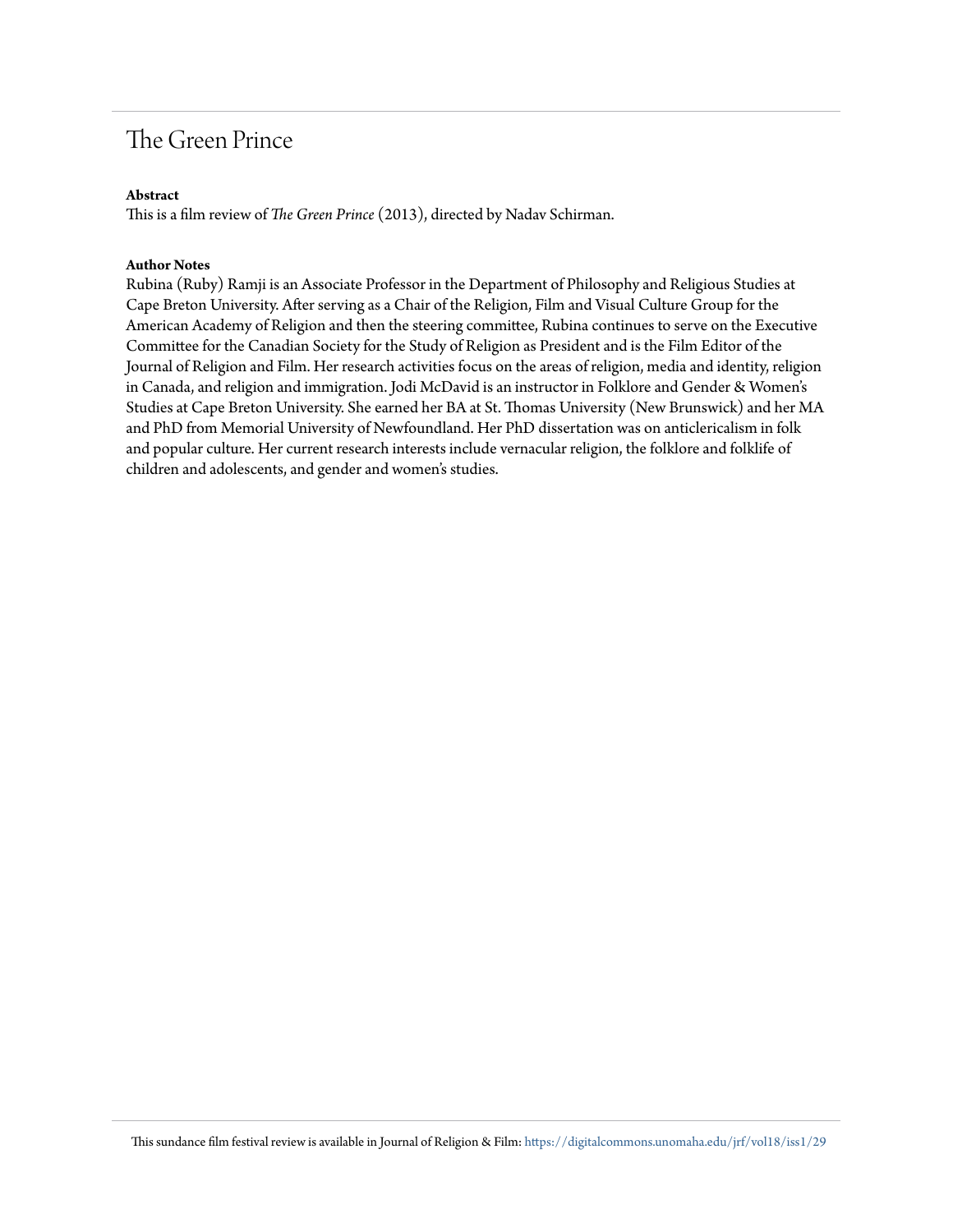# The Green Prince

**Abstract**

This is a film review of *The Green Prince* (2013), directed by Nadav Schirman.

**Author Notes**

Rubina (Ruby) Ramji is an Associate Professor in the Department of Philosophy and Religious Studies at Cape Breton University. After serving as a Chair of the Religion, Film and Visual Culture Group for the American Academy of Religion and then the steering committee, Rubina continues to serve on the Executive Committee for the Canadian Society for the Study of Religion as President and is the Film Editor of the Journal of Religion and Film. Her research activities focus on the areas of religion, media and identity, religion in Canada, and religion and immigration. Jodi McDavid is an instructor in Folklore and Gender & Women's Studies at Cape Breton University. She earned her BA at St. Thomas University (New Brunswick) and her MA and PhD from Memorial University of Newfoundland. Her PhD dissertation was on anticlericalism in folk and popular culture. Her current research interests include vernacular religion, the folklore and folklife of children and adolescents, and gender and women's studies.

This sundance film festival review is available in Journal of Religion & Film: https://digitalcommons.unomaha.edu/jrf/vol18/iss1/29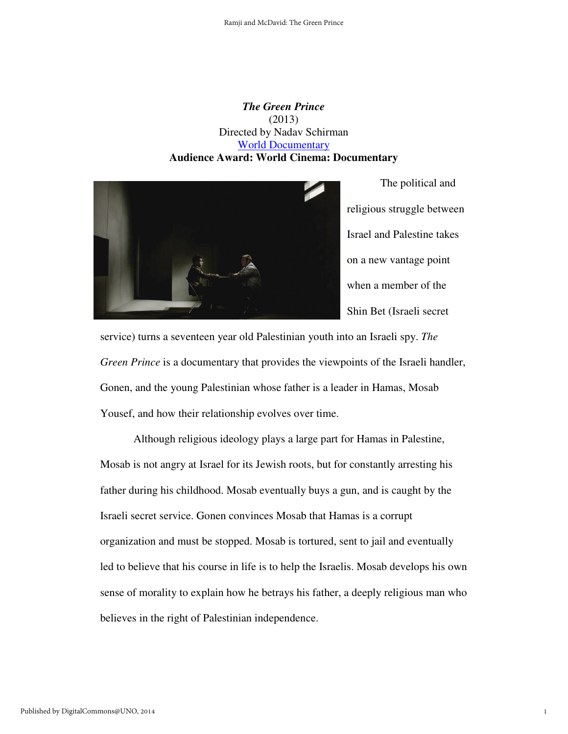***The Green Prince***
(2013)
Directed by Nadav Schirman
World Documentary
**Audience Award: World Cinema: Documentary**

The political and religious struggle between Israel and Palestine takes on a new vantage point when a member of the Shin Bet (Israeli secret service) turns a seventeen year old Palestinian youth into an Israeli spy. *The Green Prince* is a documentary that provides the viewpoints of the Israeli handler, Gonen, and the young Palestinian whose father is a leader in Hamas, Mosab Yousef, and how their relationship evolves over time.

Although religious ideology plays a large part for Hamas in Palestine, Mosab is not angry at Israel for its Jewish roots, but for constantly arresting his father during his childhood. Mosab eventually buys a gun, and is caught by the Israeli secret service. Gonen convinces Mosab that Hamas is a corrupt organization and must be stopped. Mosab is tortured, sent to jail and eventually led to believe that his course in life is to help the Israelis. Mosab develops his own sense of morality to explain how he betrays his father, a deeply religious man who believes in the right of Palestinian independence.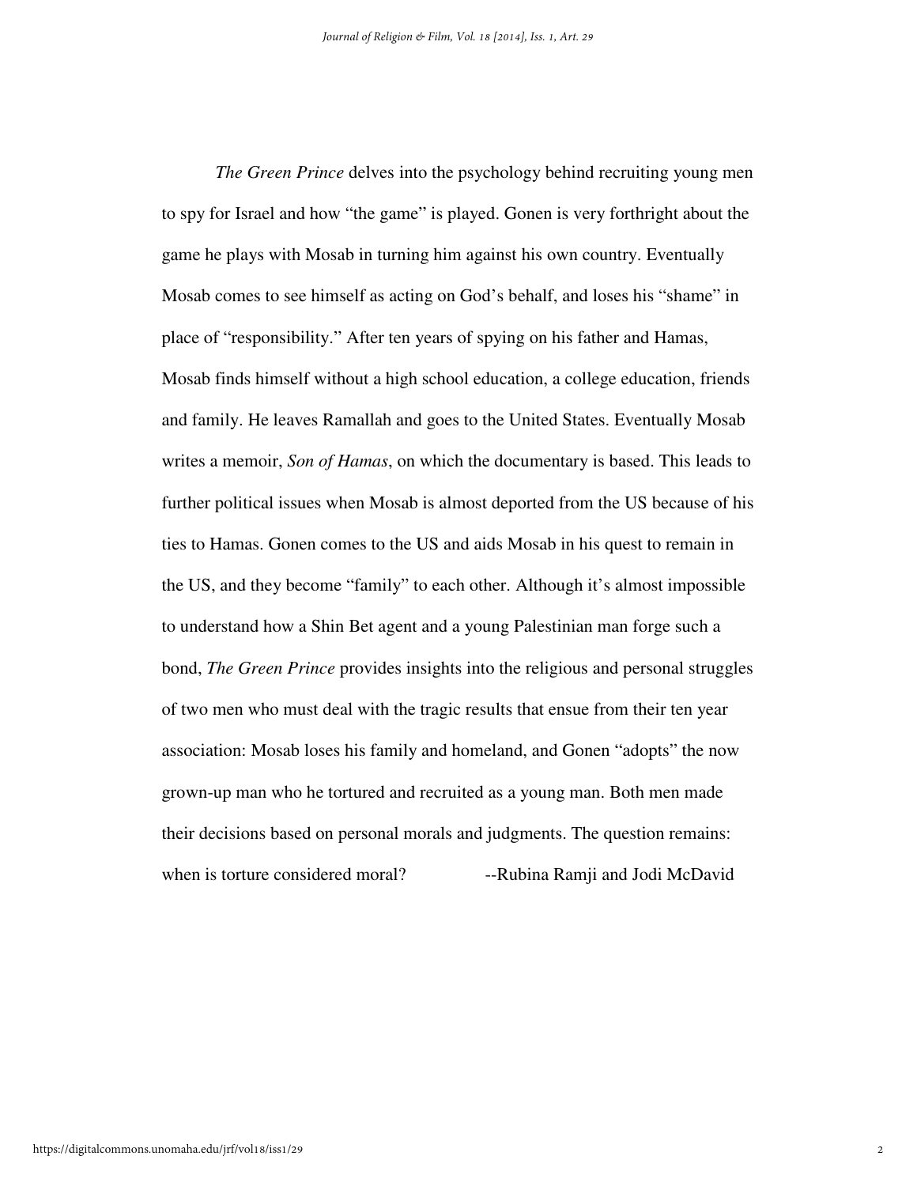*The Green Prince* delves into the psychology behind recruiting young men to spy for Israel and how "the game" is played. Gonen is very forthright about the game he plays with Mosab in turning him against his own country. Eventually Mosab comes to see himself as acting on God's behalf, and loses his "shame" in place of "responsibility." After ten years of spying on his father and Hamas, Mosab finds himself without a high school education, a college education, friends and family. He leaves Ramallah and goes to the United States. Eventually Mosab writes a memoir, *Son of Hamas*, on which the documentary is based. This leads to further political issues when Mosab is almost deported from the US because of his ties to Hamas. Gonen comes to the US and aids Mosab in his quest to remain in the US, and they become "family" to each other. Although it's almost impossible to understand how a Shin Bet agent and a young Palestinian man forge such a bond, *The Green Prince* provides insights into the religious and personal struggles of two men who must deal with the tragic results that ensue from their ten year association: Mosab loses his family and homeland, and Gonen "adopts" the now grown-up man who he tortured and recruited as a young man. Both men made their decisions based on personal morals and judgments. The question remains: when is torture considered moral? --Rubina Ramji and Jodi McDavid